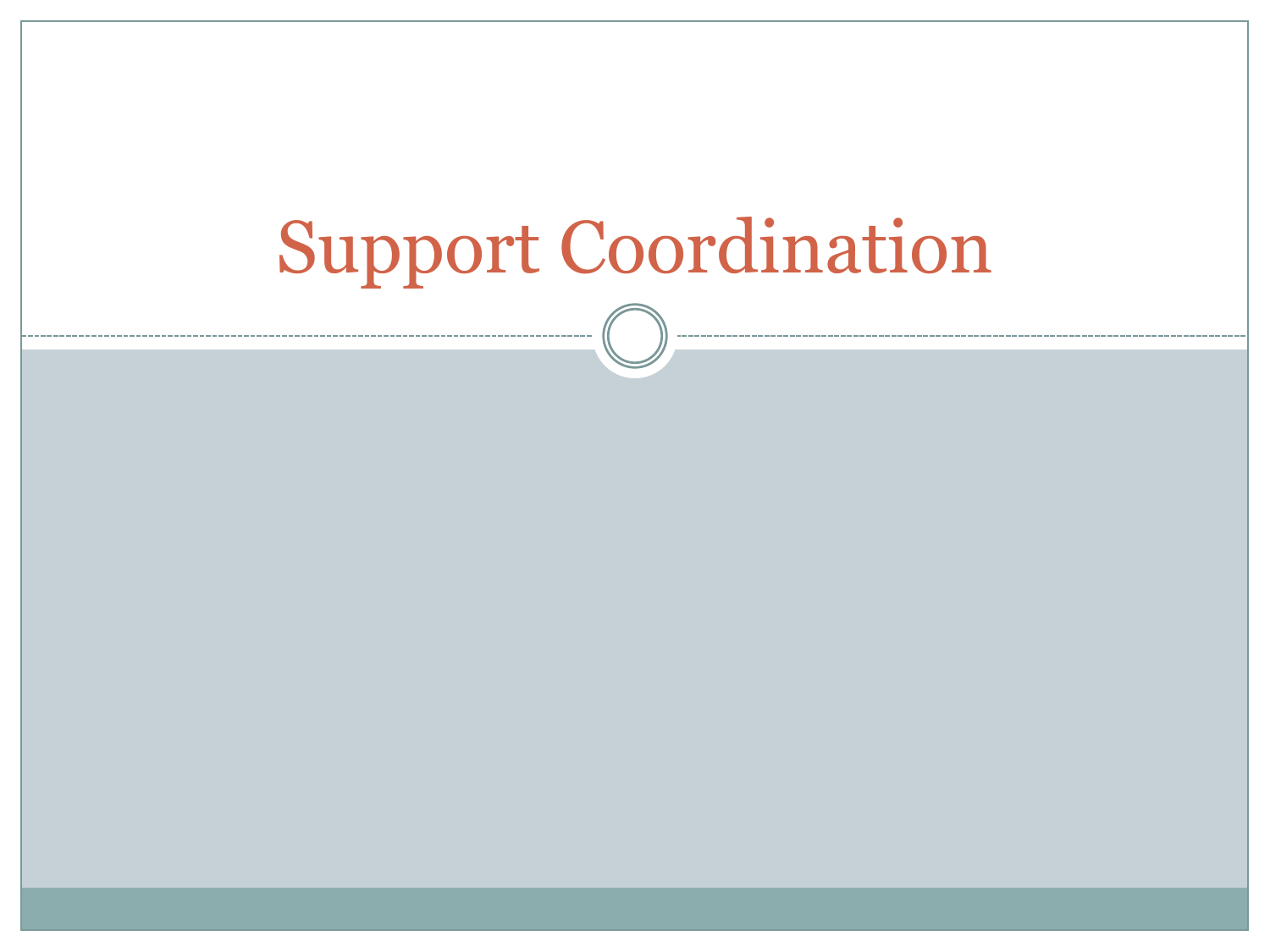# Support Coordination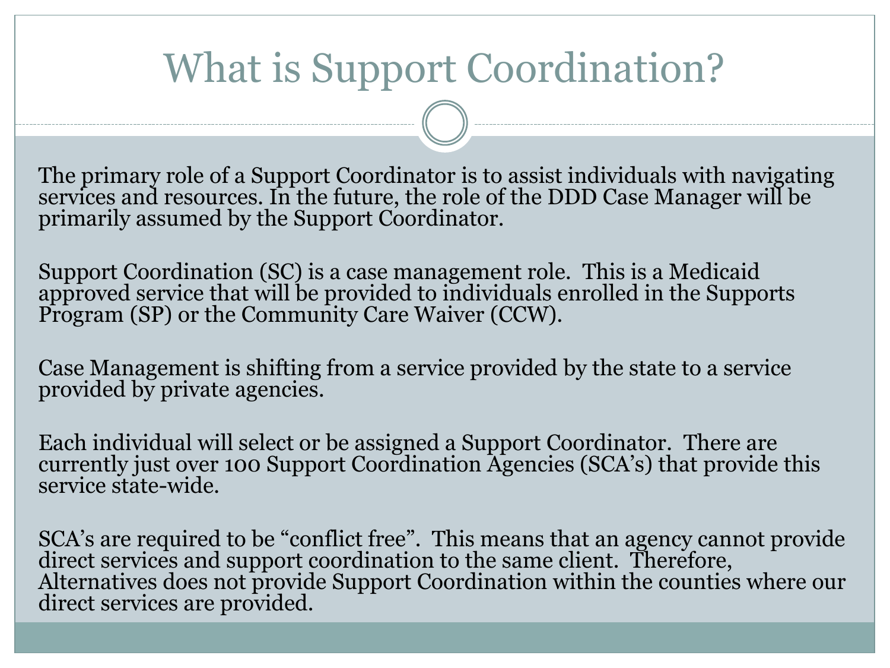# What is Support Coordination?

The primary role of a Support Coordinator is to assist individuals with navigating services and resources. In the future, the role of the DDD Case Manager will be primarily assumed by the Support Coordinator.

Support Coordination (SC) is a case management role. This is a Medicaid approved service that will be provided to individuals enrolled in the Supports Program (SP) or the Community Care Waiver (CCW).

Case Management is shifting from a service provided by the state to a service provided by private agencies.

Each individual will select or be assigned a Support Coordinator. There are currently just over 100 Support Coordination Agencies (SCA's) that provide this service state-wide.

SCA's are required to be "conflict free". This means that an agency cannot provide direct services and support coordination to the same client. Therefore, Alternatives does not provide Support Coordination within the counties where our direct services are provided.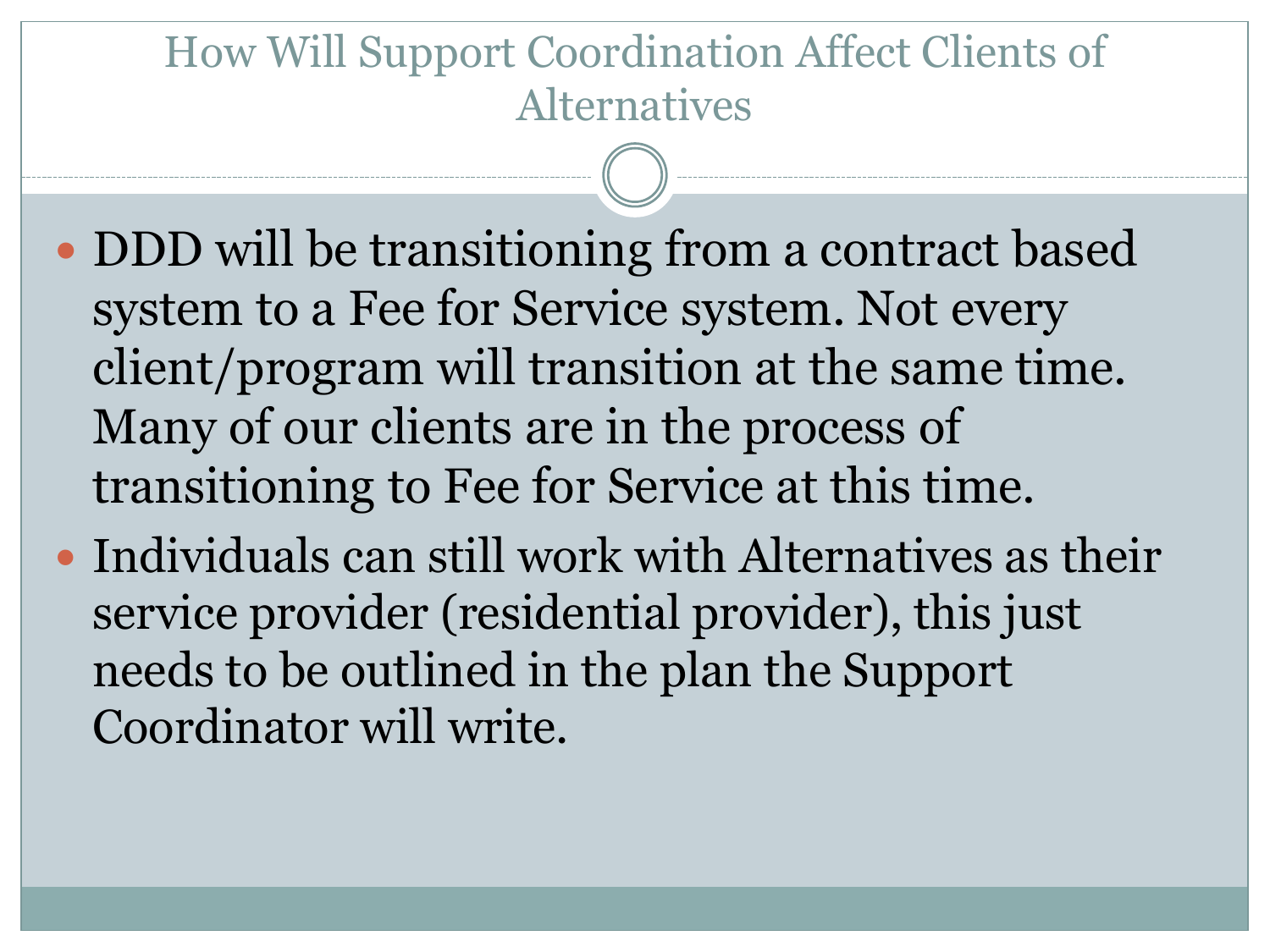# How Will Support Coordination Affect Clients of Alternatives

- DDD will be transitioning from a contract based system to a Fee for Service system. Not every client/program will transition at the same time. Many of our clients are in the process of transitioning to Fee for Service at this time.
- Individuals can still work with Alternatives as their service provider (residential provider), this just needs to be outlined in the plan the Support Coordinator will write.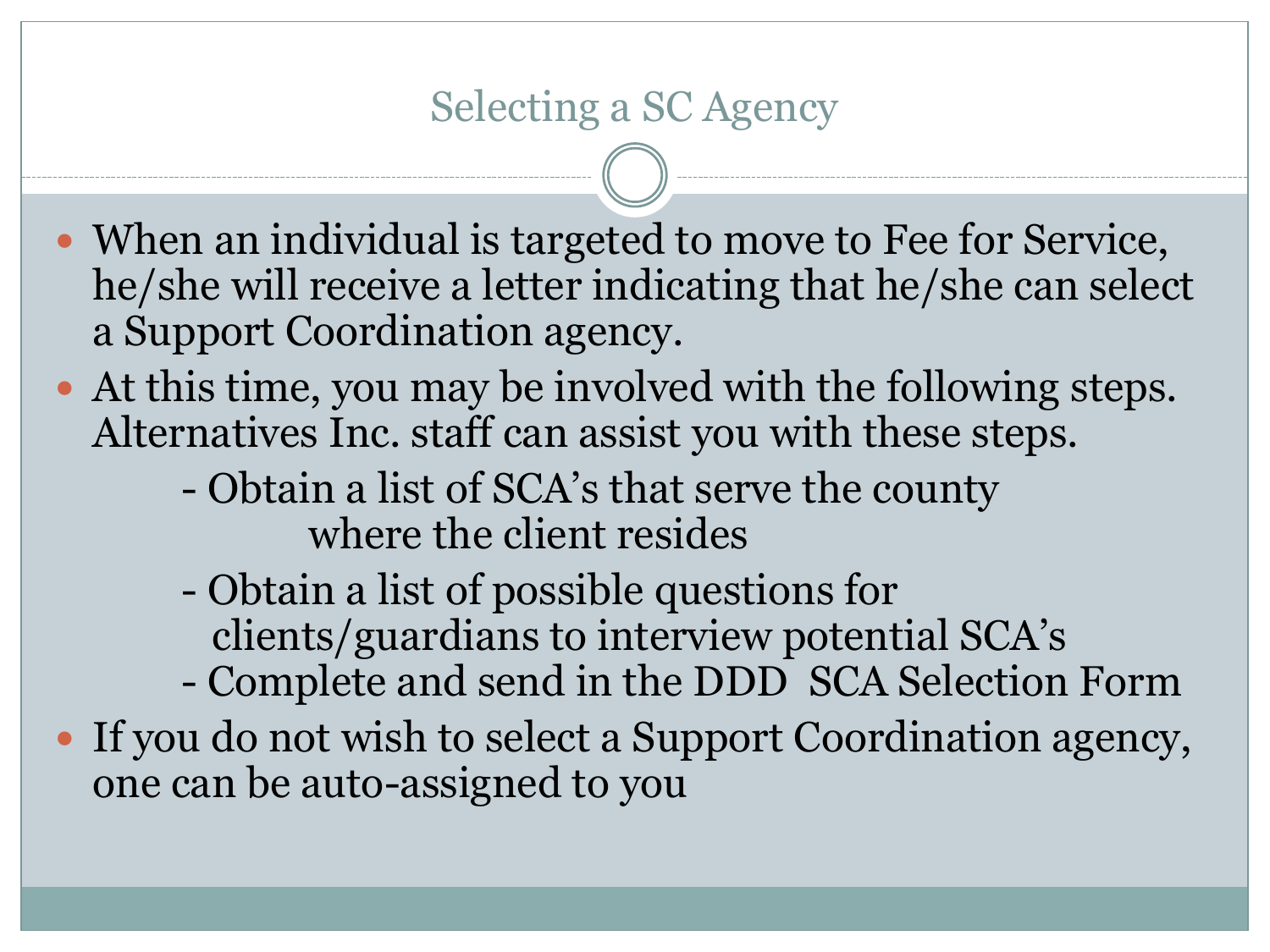# Selecting a SC Agency

- When an individual is targeted to move to Fee for Service, he/she will receive a letter indicating that he/she can select a Support Coordination agency.
- At this time, you may be involved with the following steps. Alternatives Inc. staff can assist you with these steps.
  - Obtain a list of SCA's that serve the county where the client resides
  - Obtain a list of possible questions for clients/guardians to interview potential SCA's
  - Complete and send in the DDD SCA Selection Form
- If you do not wish to select a Support Coordination agency, one can be auto-assigned to you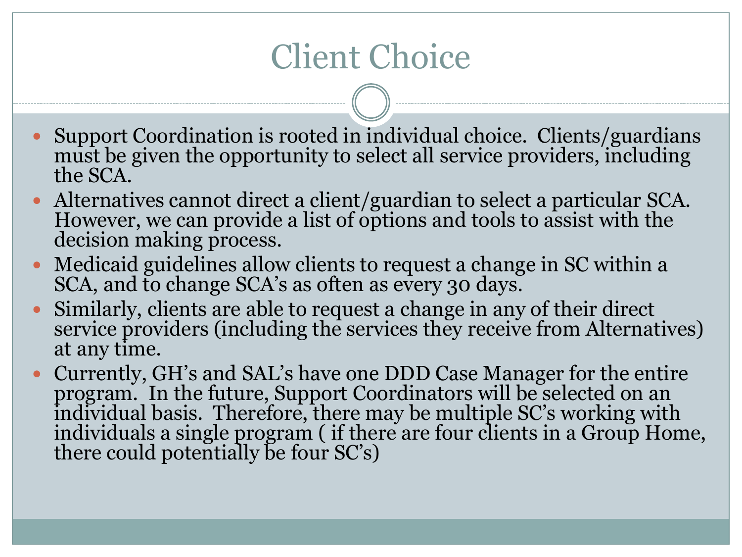# Client Choice

- Support Coordination is rooted in individual choice. Clients/guardians must be given the opportunity to select all service providers, including the SCA.
- Alternatives cannot direct a client/guardian to select a particular SCA. However, we can provide a list of options and tools to assist with the decision making process.
- Medicaid guidelines allow clients to request a change in SC within a SCA, and to change SCA's as often as every 30 days.
- Similarly, clients are able to request a change in any of their direct service providers (including the services they receive from Alternatives) at any time.
- Currently, GH's and SAL's have one DDD Case Manager for the entire program. In the future, Support Coordinators will be selected on an individual basis. Therefore, there may be multiple SC's working with individuals a single program ( if there are four clients in a Group Home, there could potentially be four SC's)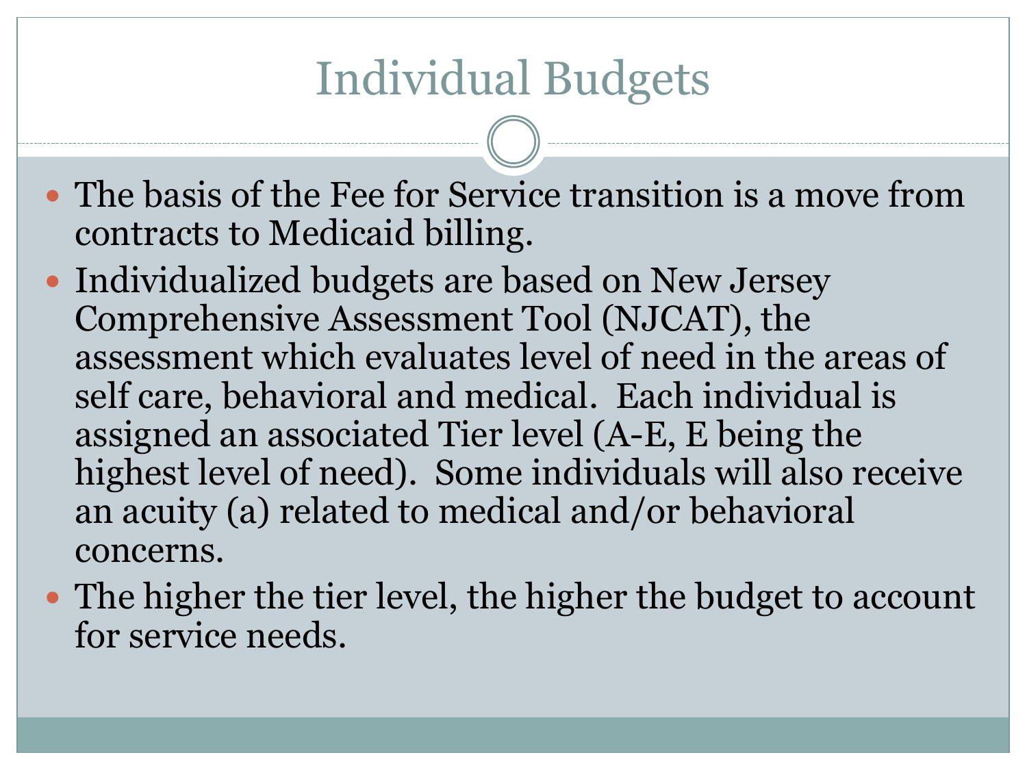# Individual Budgets

- The basis of the Fee for Service transition is a move from contracts to Medicaid billing.
- Individualized budgets are based on New Jersey Comprehensive Assessment Tool (NJCAT), the assessment which evaluates level of need in the areas of self care, behavioral and medical. Each individual is assigned an associated Tier level (A-E, E being the highest level of need). Some individuals will also receive an acuity (a) related to medical and/or behavioral concerns.
- The higher the tier level, the higher the budget to account for service needs.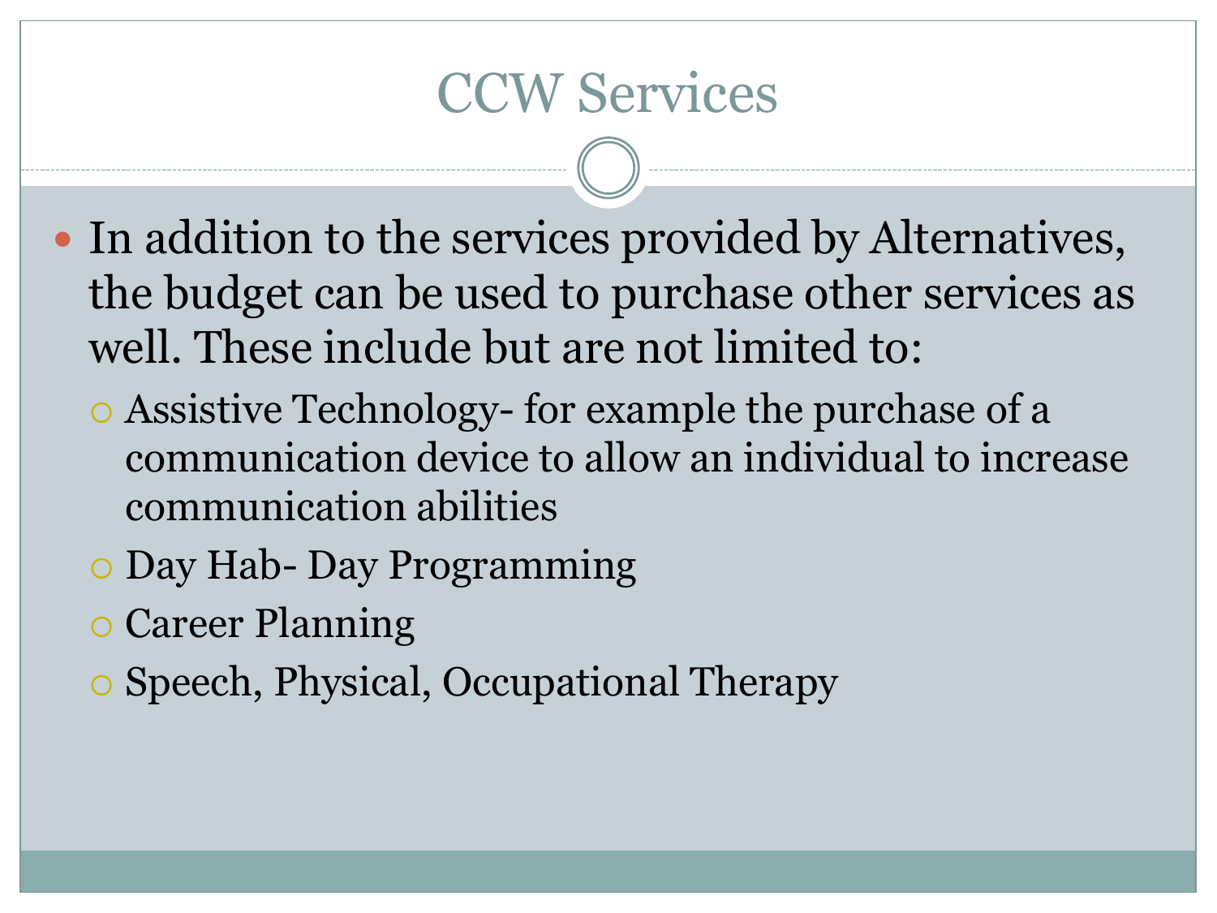# CCW Services

- In addition to the services provided by Alternatives, the budget can be used to purchase other services as well. These include but are not limited to:
  - Assistive Technology- for example the purchase of a communication device to allow an individual to increase communication abilities
  - Day Hab- Day Programming
  - Career Planning
  - Speech, Physical, Occupational Therapy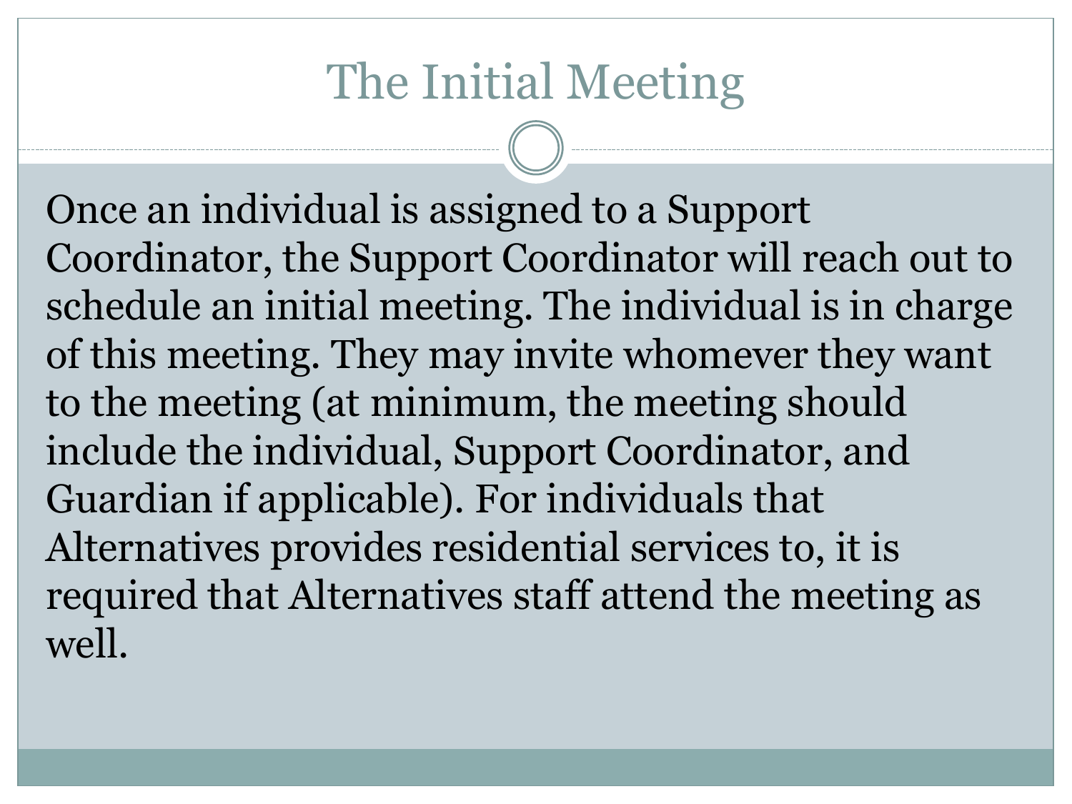# The Initial Meeting

Once an individual is assigned to a Support Coordinator, the Support Coordinator will reach out to schedule an initial meeting. The individual is in charge of this meeting. They may invite whomever they want to the meeting (at minimum, the meeting should include the individual, Support Coordinator, and Guardian if applicable). For individuals that Alternatives provides residential services to, it is required that Alternatives staff attend the meeting as well.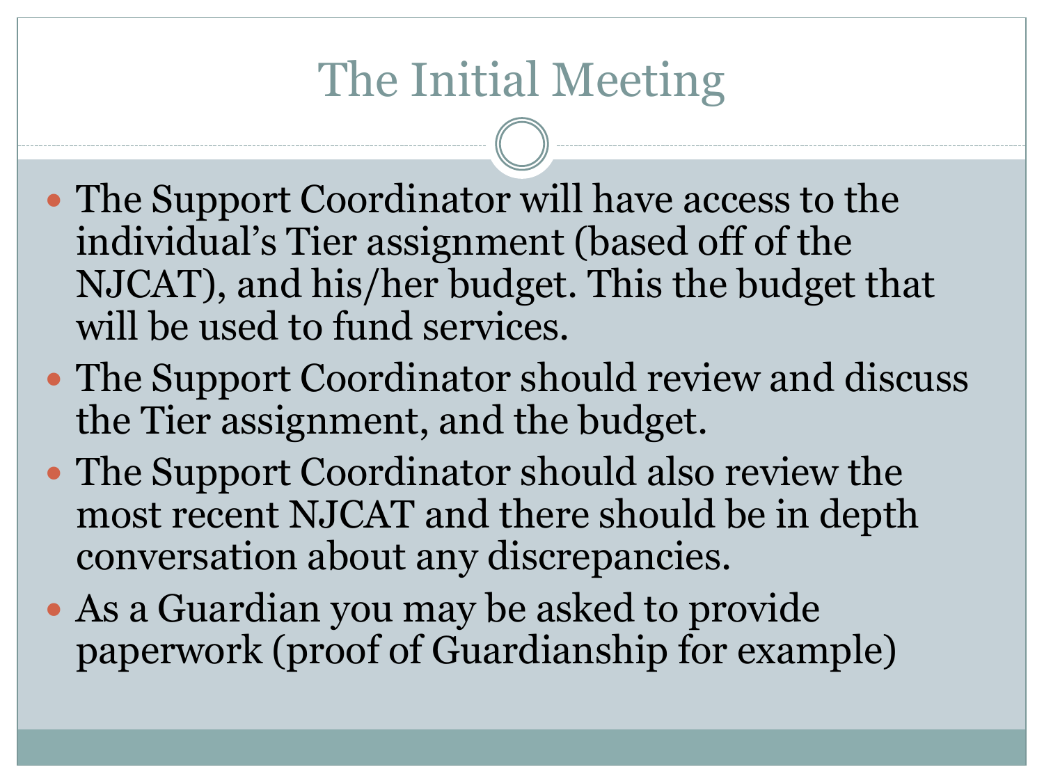# The Initial Meeting

- The Support Coordinator will have access to the individual's Tier assignment (based off of the NJCAT), and his/her budget. This the budget that will be used to fund services.
- The Support Coordinator should review and discuss the Tier assignment, and the budget.
- The Support Coordinator should also review the most recent NJCAT and there should be in depth conversation about any discrepancies.
- As a Guardian you may be asked to provide paperwork (proof of Guardianship for example)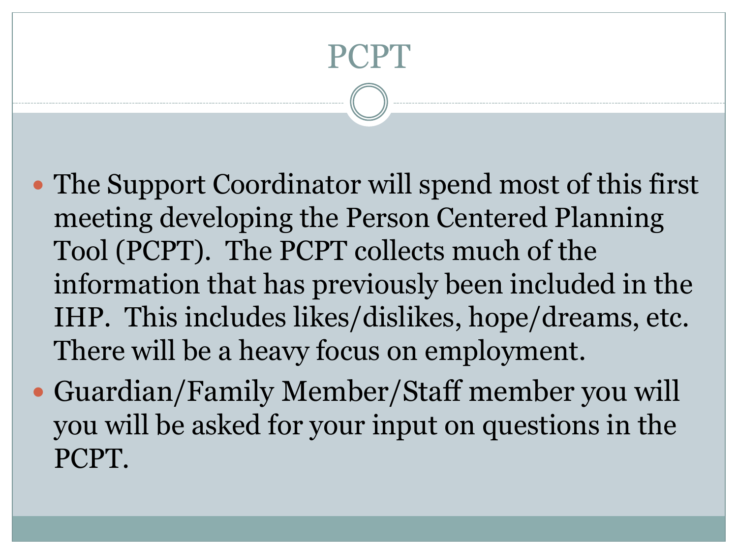# PCPT

- The Support Coordinator will spend most of this first meeting developing the Person Centered Planning Tool (PCPT). The PCPT collects much of the information that has previously been included in the IHP. This includes likes/dislikes, hope/dreams, etc. There will be a heavy focus on employment.
- Guardian/Family Member/Staff member you will you will be asked for your input on questions in the PCPT.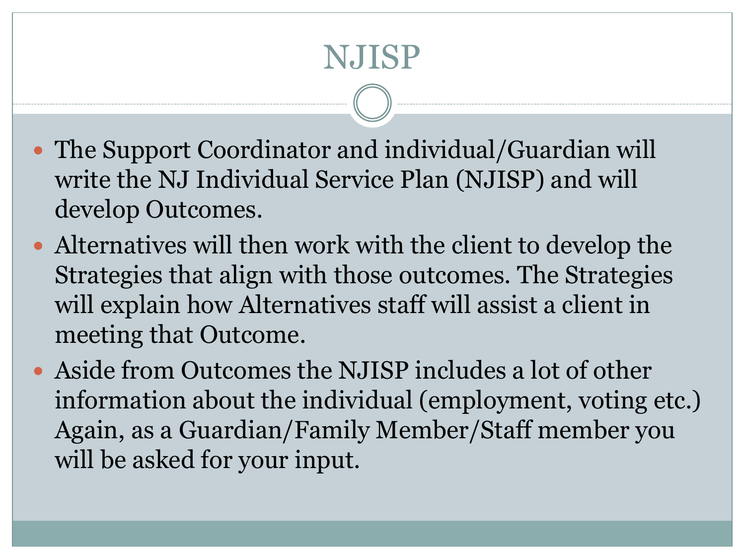# NJISP

- The Support Coordinator and individual/Guardian will write the NJ Individual Service Plan (NJISP) and will develop Outcomes.
- Alternatives will then work with the client to develop the Strategies that align with those outcomes. The Strategies will explain how Alternatives staff will assist a client in meeting that Outcome.
- Aside from Outcomes the NJISP includes a lot of other information about the individual (employment, voting etc.) Again, as a Guardian/Family Member/Staff member you will be asked for your input.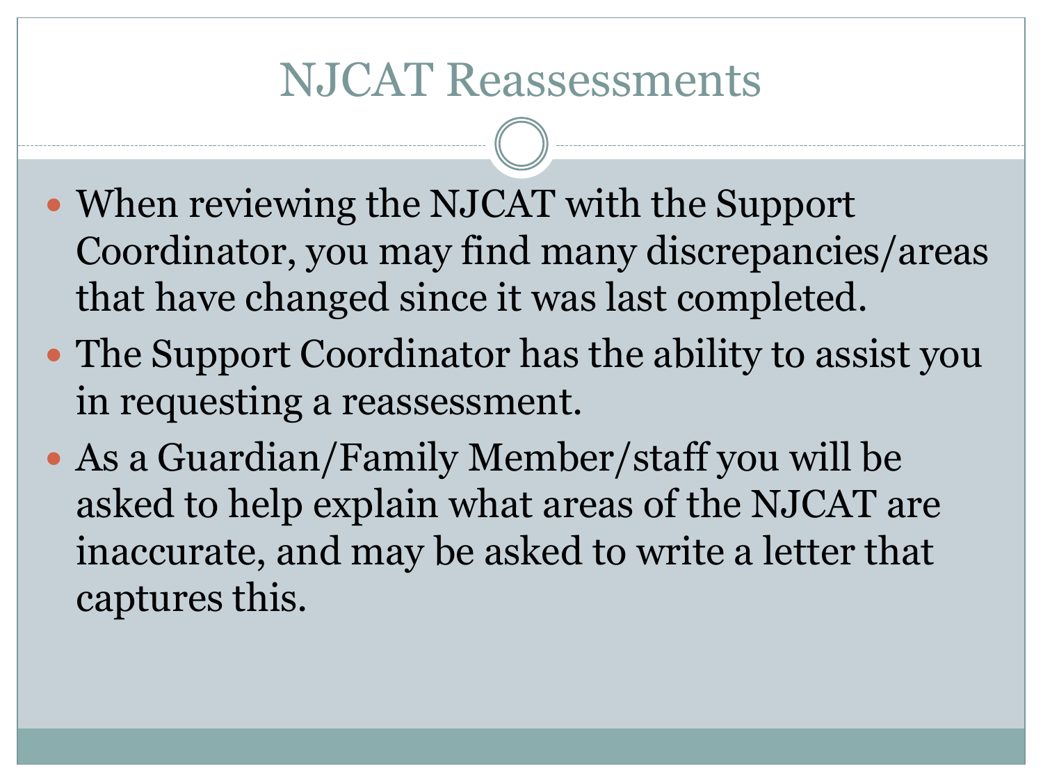# NJCAT Reassessments

- When reviewing the NJCAT with the Support Coordinator, you may find many discrepancies/areas that have changed since it was last completed.
- The Support Coordinator has the ability to assist you in requesting a reassessment.
- As a Guardian/Family Member/staff you will be asked to help explain what areas of the NJCAT are inaccurate, and may be asked to write a letter that captures this.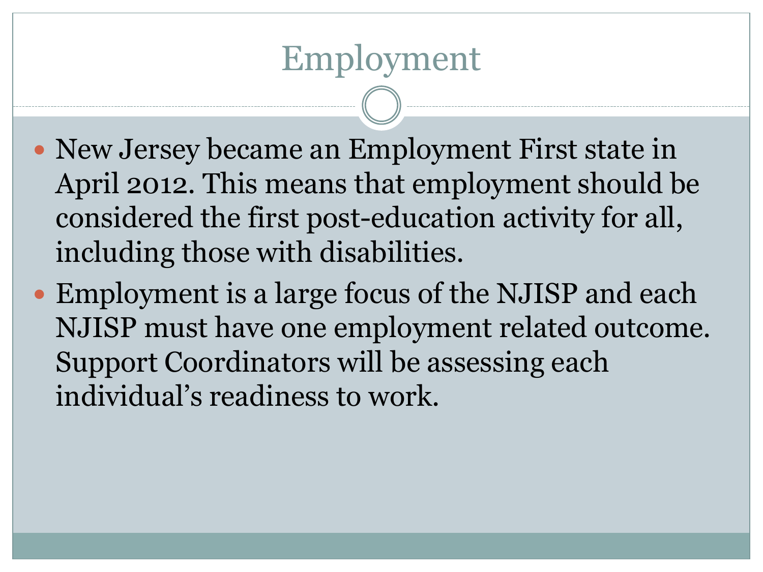# Employment

- New Jersey became an Employment First state in April 2012. This means that employment should be considered the first post-education activity for all, including those with disabilities.
- Employment is a large focus of the NJISP and each NJISP must have one employment related outcome. Support Coordinators will be assessing each individual's readiness to work.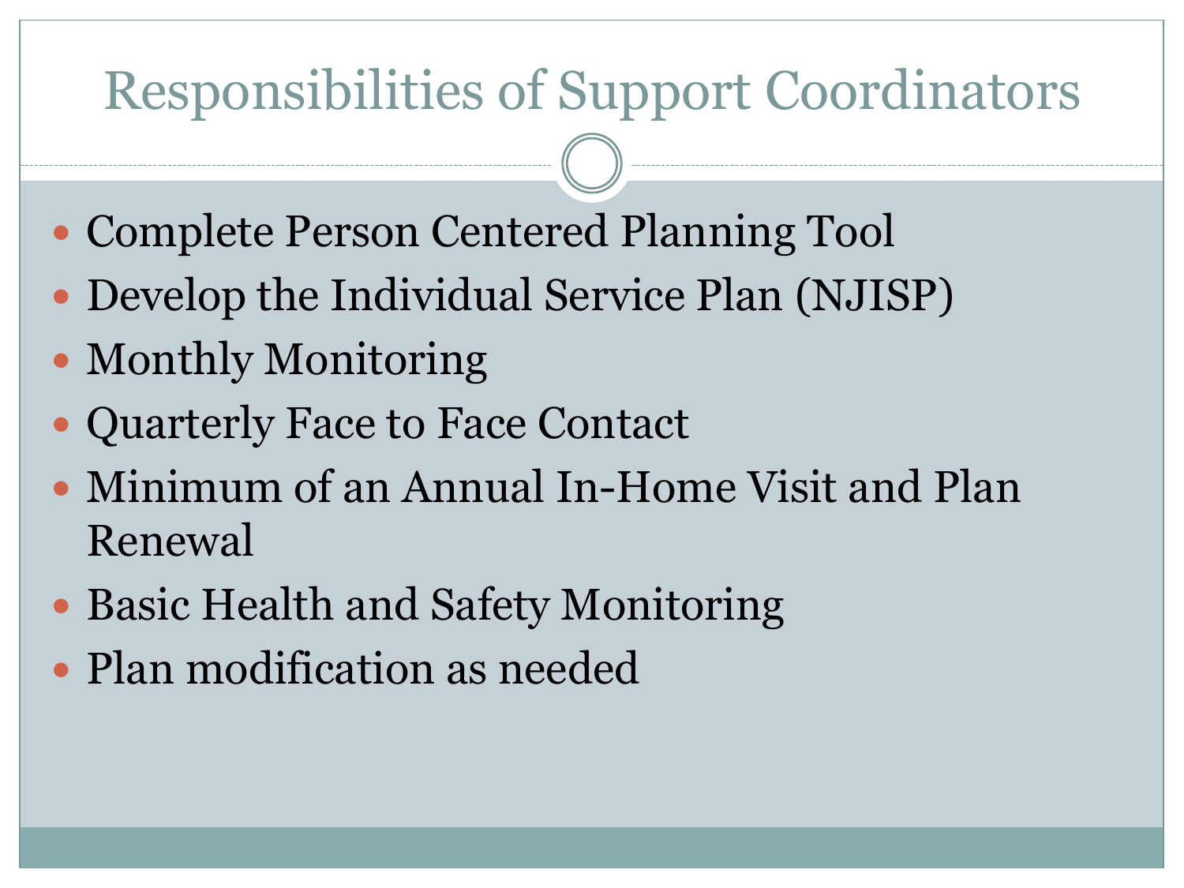# Responsibilities of Support Coordinators

- Complete Person Centered Planning Tool
- Develop the Individual Service Plan (NJISP)
- Monthly Monitoring
- Quarterly Face to Face Contact
- Minimum of an Annual In-Home Visit and Plan Renewal
- Basic Health and Safety Monitoring
- Plan modification as needed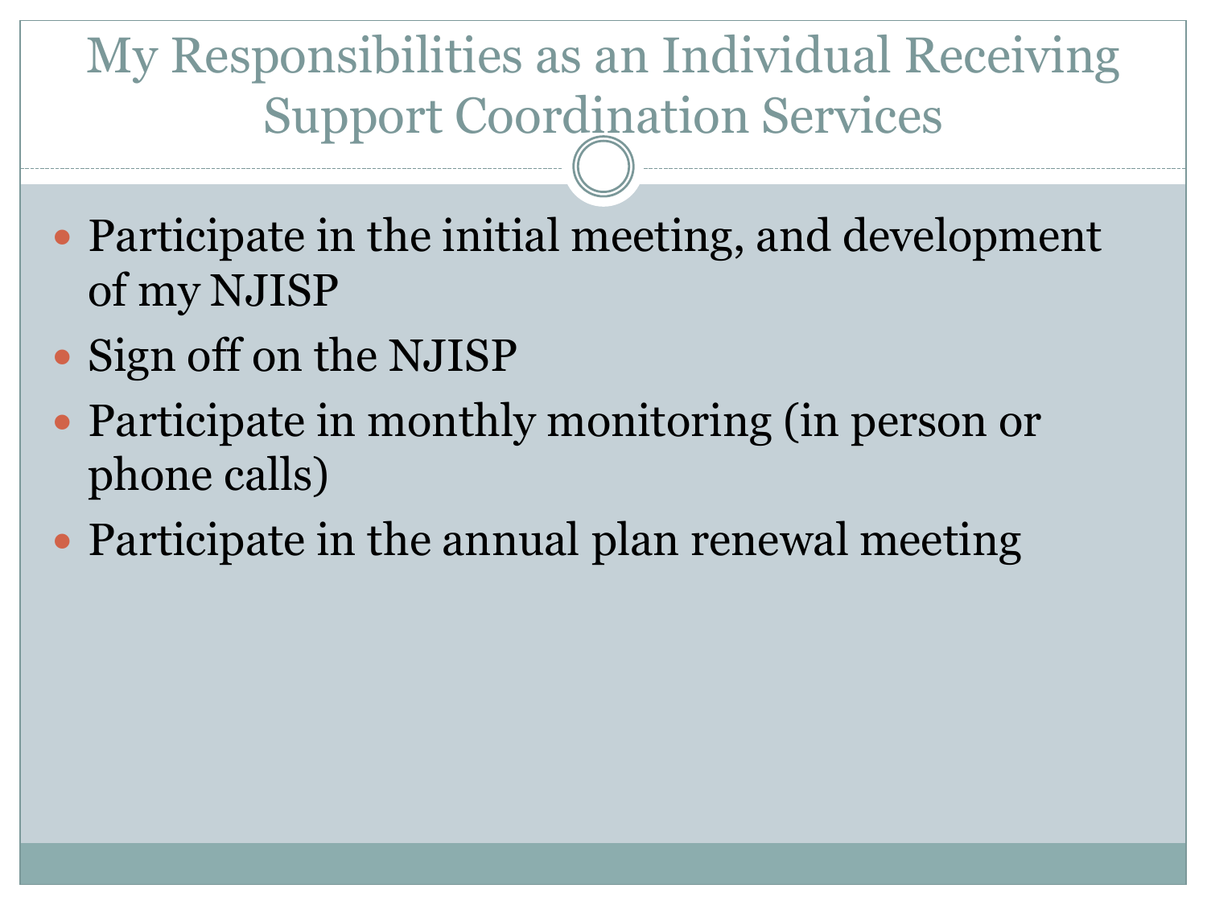# My Responsibilities as an Individual Receiving Support Coordination Services

- Participate in the initial meeting, and development of my NJISP
- Sign off on the NJISP
- Participate in monthly monitoring (in person or phone calls)
- Participate in the annual plan renewal meeting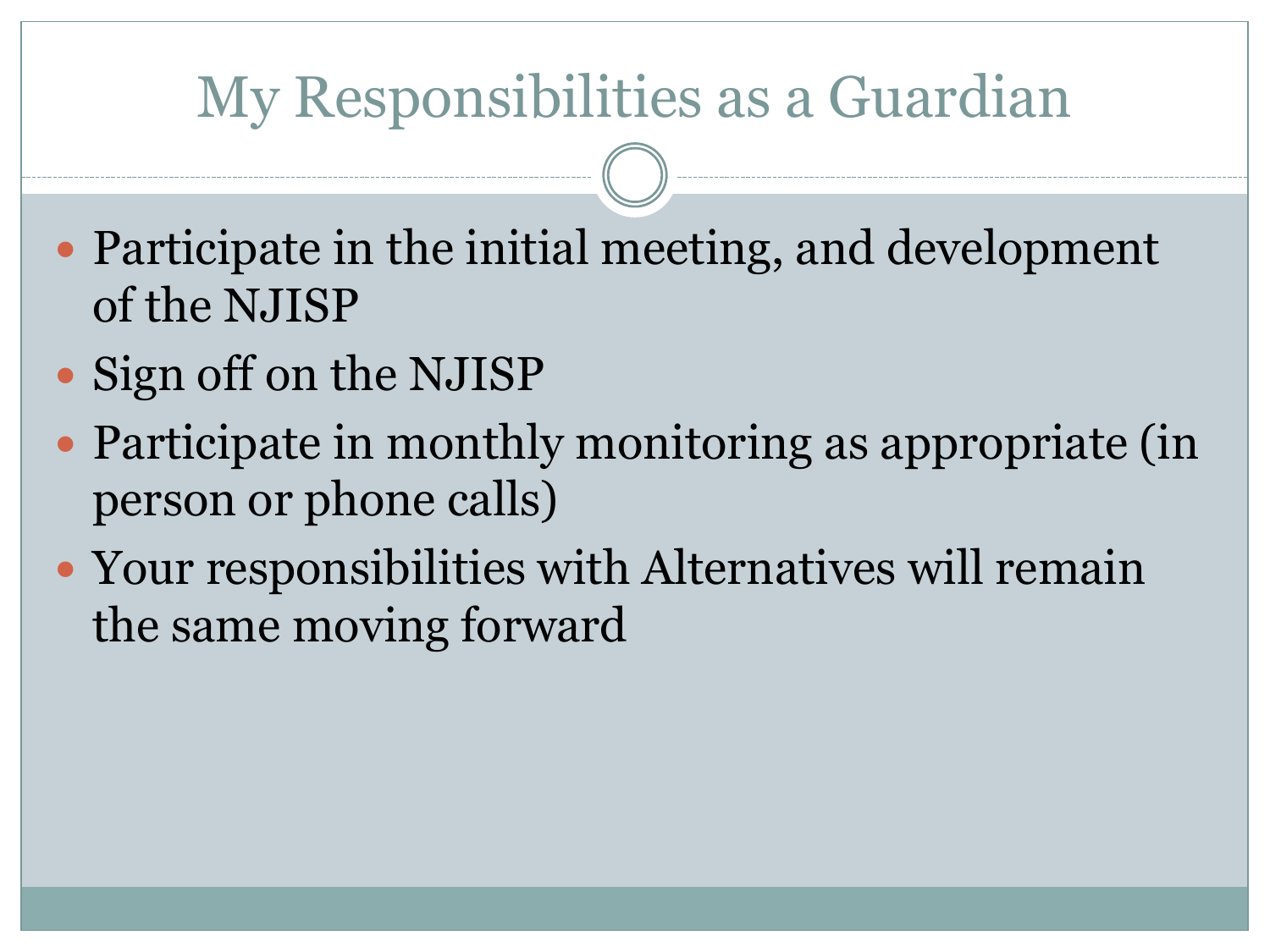# My Responsibilities as a Guardian

- Participate in the initial meeting, and development of the NJISP
- Sign off on the NJISP
- Participate in monthly monitoring as appropriate (in person or phone calls)
- Your responsibilities with Alternatives will remain the same moving forward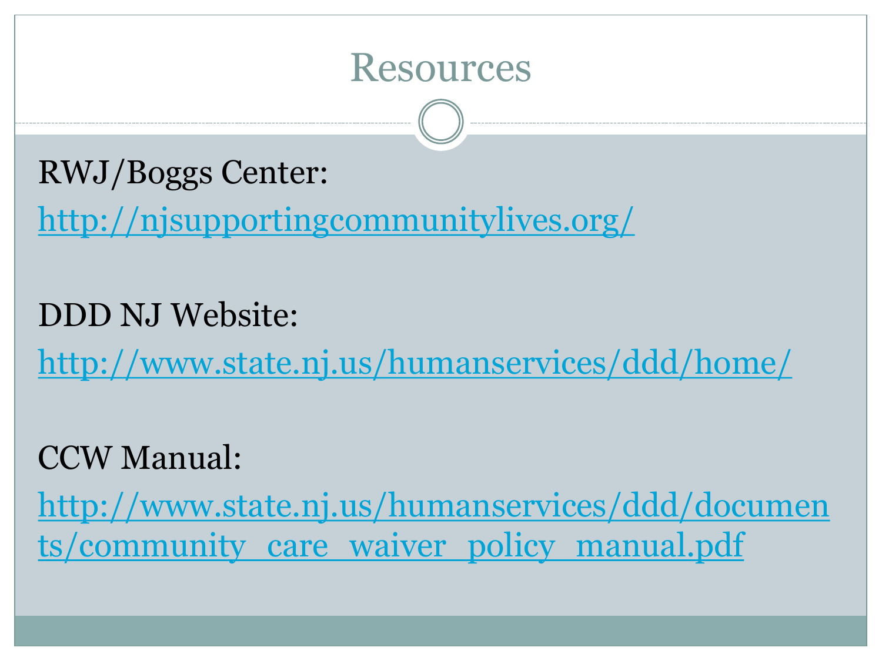# Resources

RWJ/Boggs Center:

http://njsupportingcommunitylives.org/

DDD NJ Website:

http://www.state.nj.us/humanservices/ddd/home/

CCW Manual:

http://www.state.nj.us/humanservices/ddd/documents/community_care_waiver_policy_manual.pdf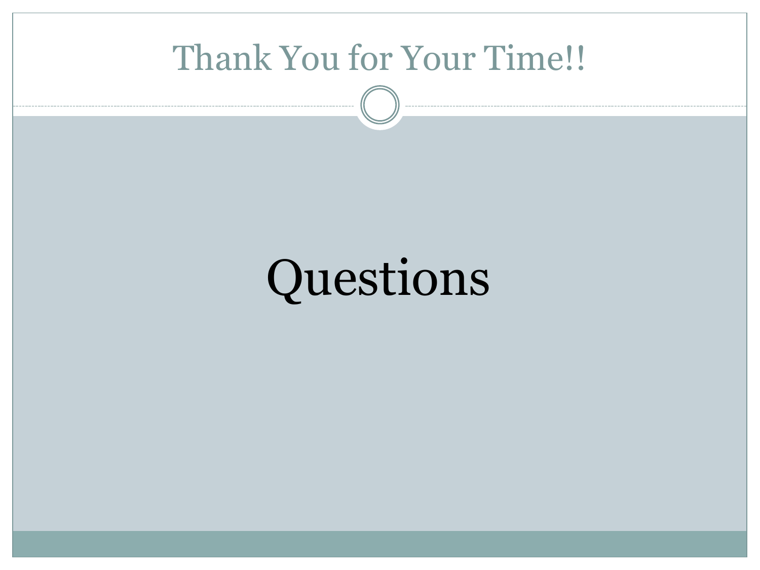# Thank You for Your Time!!

Questions